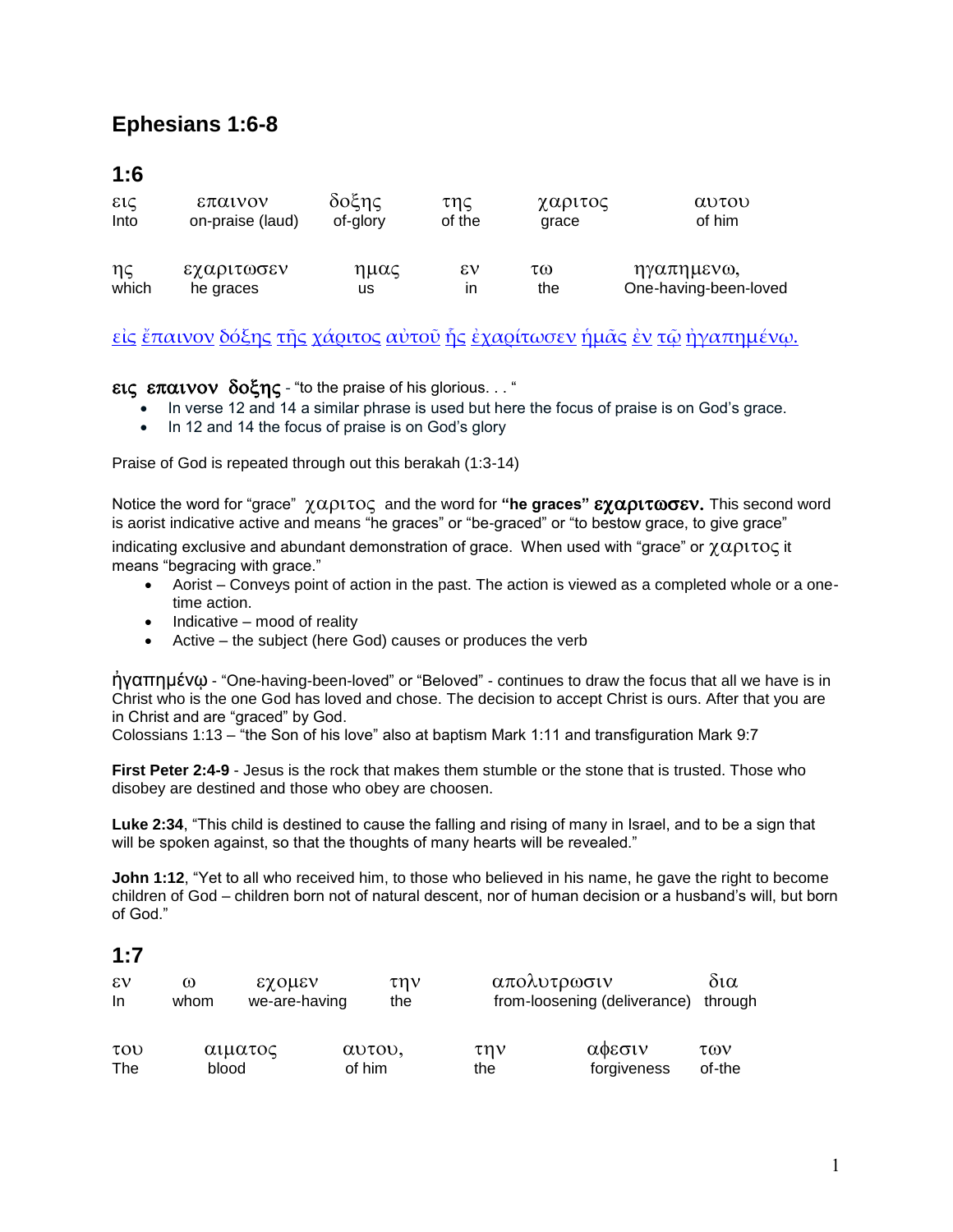# Ephesians 1:6-8

## 1:6

| εις | επαινον | δοξης | της | χαριτος | αυτου |
|---|---|---|---|---|---|
| Into | on-praise (laud) | of-glory | of the | grace | of him |

| ης | εχαριτωσεν | ημας | εν | τω | ηγαπημενω, |
|---|---|---|---|---|---|
| which | he graces | us | in | the | One-having-been-loved |

εἰς ἔπαινον δόξης τῆς χάριτος αὐτοῦ ἧς ἐχαρίτωσεν ἡμᾶς ἐν τῷ ἠγαπημένῳ.

**εις επαινον δοξης** - "to the praise of his glorious. . . "

- In verse 12 and 14 a similar phrase is used but here the focus of praise is on God's grace.
- In 12 and 14 the focus of praise is on God's glory

Praise of God is repeated through out this berakah (1:3-14)

Notice the word for "grace" χαριτος and the word for **"he graces" εχαριτωσεν.** This second word is aorist indicative active and means "he graces" or "be-graced" or "to bestow grace, to give grace" indicating exclusive and abundant demonstration of grace. When used with "grace" or χαριτος it means "begracing with grace."

- Aorist – Conveys point of action in the past. The action is viewed as a completed whole or a one-time action.
- Indicative – mood of reality
- Active – the subject (here God) causes or produces the verb

ἠγαπημένῳ - "One-having-been-loved" or "Beloved" - continues to draw the focus that all we have is in Christ who is the one God has loved and chose. The decision to accept Christ is ours. After that you are in Christ and are "graced" by God.

Colossians 1:13 – "the Son of his love" also at baptism Mark 1:11 and transfiguration Mark 9:7

**First Peter 2:4-9** - Jesus is the rock that makes them stumble or the stone that is trusted. Those who disobey are destined and those who obey are choosen.

**Luke 2:34**, "This child is destined to cause the falling and rising of many in Israel, and to be a sign that will be spoken against, so that the thoughts of many hearts will be revealed."

**John 1:12**, "Yet to all who received him, to those who believed in his name, he gave the right to become children of God – children born not of natural descent, nor of human decision or a husband's will, but born of God."

## 1:7

| εν | ω | εχομεν | την | απολυτρωσιν | δια |
|---|---|---|---|---|---|
| In | whom | we-are-having | the | from-loosening (deliverance) | through |

| του | αιματος | αυτου, | την | αφεσιν | των |
|---|---|---|---|---|---|
| The | blood | of him | the | forgiveness | of-the |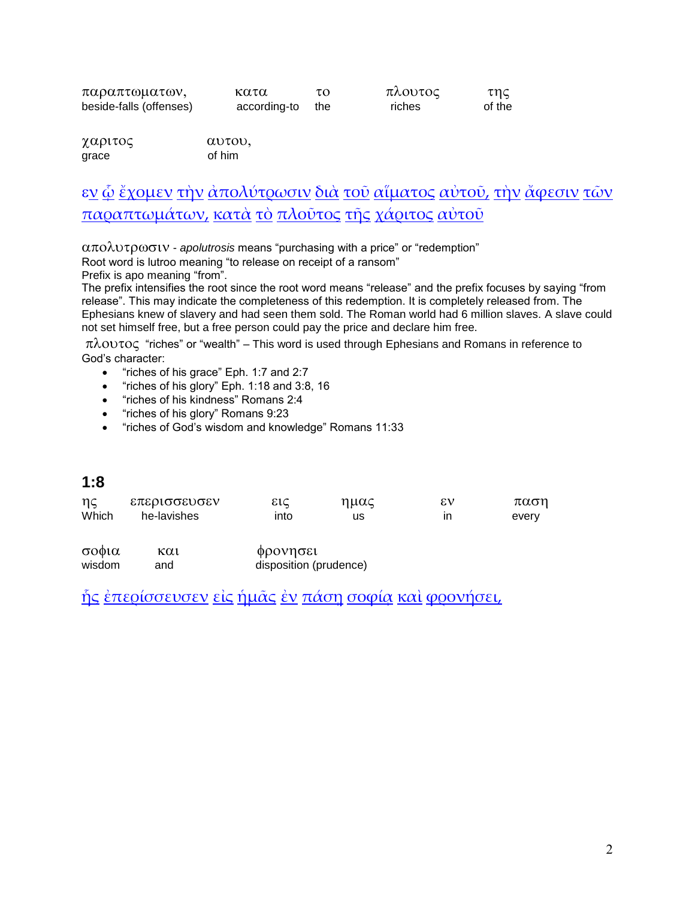| | | | | |
|---|---|---|---|---|
| παραπτωματων, | κατα | το | πλουτος | της |
| beside-falls (offenses) | according-to | the | riches | of the |

| | |
|---|---|
| χαριτος | αυτου, |
| grace | of him |

εν ᾧ ἔχομεν τὴν ἀπολύτρωσιν διὰ τοῦ αἵματος αὐτοῦ, τὴν ἄφεσιν τῶν παραπτωμάτων, κατὰ τὸ πλοῦτος τῆς χάριτος αὐτοῦ

απολυτρωσιν - *apolutrosis* means “purchasing with a price” or “redemption”
Root word is lutroo meaning “to release on receipt of a ransom”
Prefix is apo meaning “from”.
The prefix intensifies the root since the root word means “release” and the prefix focuses by saying “from release”. This may indicate the completeness of this redemption. It is completely released from. The Ephesians knew of slavery and had seen them sold. The Roman world had 6 million slaves. A slave could not set himself free, but a free person could pay the price and declare him free.

πλουτος “riches” or “wealth” – This word is used through Ephesians and Romans in reference to God’s character:

- “riches of his grace” Eph. 1:7 and 2:7
- “riches of his glory” Eph. 1:18 and 3:8, 16
- “riches of his kindness” Romans 2:4
- “riches of his glory” Romans 9:23
- “riches of God’s wisdom and knowledge” Romans 11:33

## 1:8

| | | | | | |
|---|---|---|---|---|---|
| ης | επερισσευσεν | εις | ημας | εν | παση |
| Which | he-lavishes | into | us | in | every |

| | | |
|---|---|---|
| σοφια | και | φρονησει |
| wisdom | and | disposition (prudence) |

ἧς ἐπερίσσευσεν εἰς ἡμᾶς ἐν πάσῃ σοφίᾳ καὶ φρονήσει,